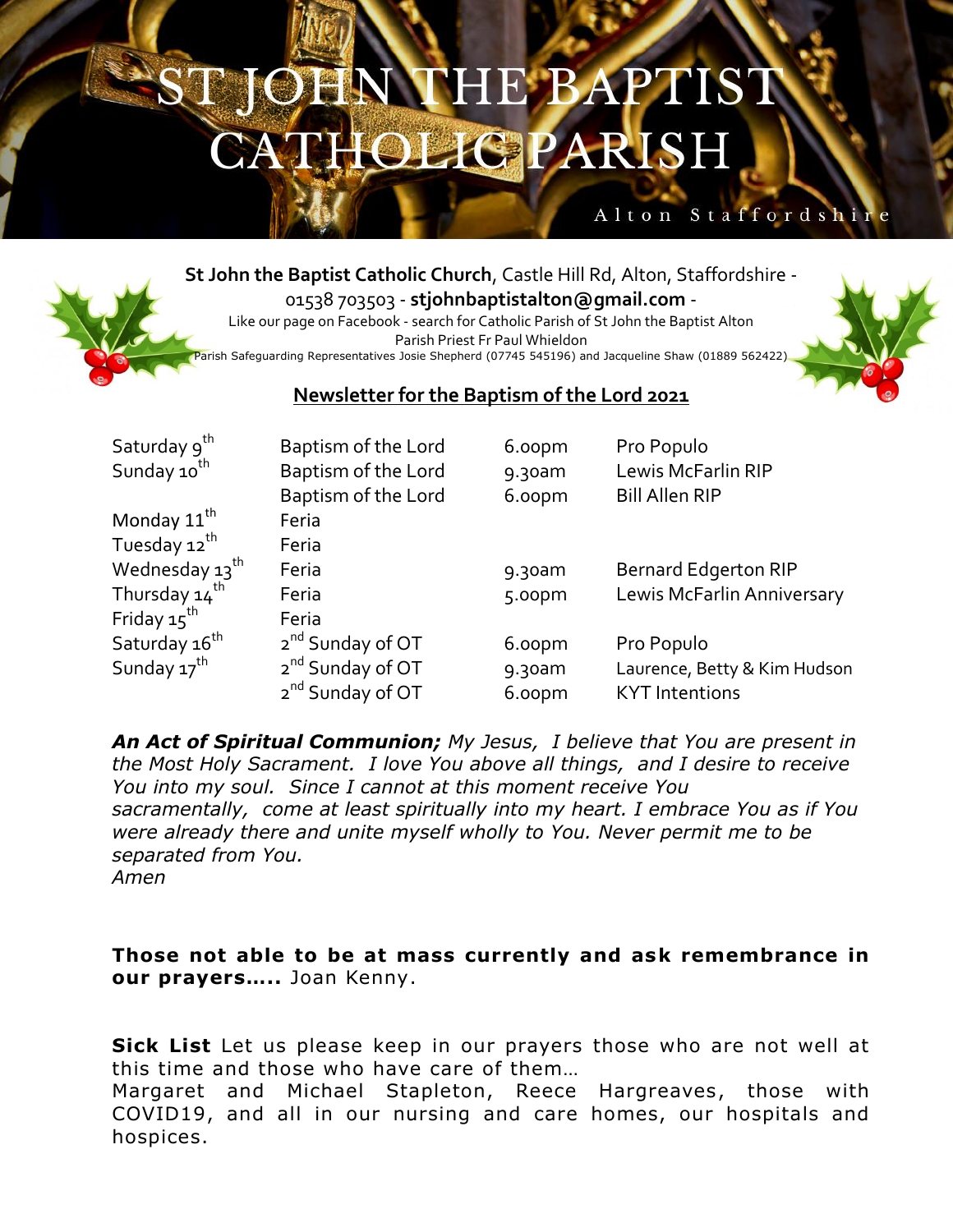# ST JOHN THE BAPTIST CATHOLIC PARISH

Alton Staffordshire

**St John the Baptist Catholic Church**, Castle Hill Rd, Alton, Staffordshire - 01538 703503 - **stjohnbaptistalton@gmail.com** -
Like our page on Facebook - search for Catholic Parish of St John the Baptist Alton
Parish Priest Fr Paul Whieldon
Parish Safeguarding Representatives Josie Shepherd (07745 545196) and Jacqueline Shaw (01889 562422)

## Newsletter for the Baptism of the Lord 2021

| | | | |
|---|---|---|---|
| Saturday 9th | Baptism of the Lord | 6.00pm | Pro Populo |
| Sunday 10th | Baptism of the Lord | 9.30am | Lewis McFarlin RIP |
| | Baptism of the Lord | 6.00pm | Bill Allen RIP |
| Monday 11th | Feria | | |
| Tuesday 12th | Feria | | |
| Wednesday 13th | Feria | 9.30am | Bernard Edgerton RIP |
| Thursday 14th | Feria | 5.00pm | Lewis McFarlin Anniversary |
| Friday 15th | Feria | | |
| Saturday 16th | 2nd Sunday of OT | 6.00pm | Pro Populo |
| Sunday 17th | 2nd Sunday of OT | 9.30am | Laurence, Betty & Kim Hudson |
| | 2nd Sunday of OT | 6.00pm | KYT Intentions |

***An Act of Spiritual Communion;*** *My Jesus, I believe that You are present in the Most Holy Sacrament. I love You above all things, and I desire to receive You into my soul. Since I cannot at this moment receive You sacramentally, come at least spiritually into my heart. I embrace You as if You were already there and unite myself wholly to You. Never permit me to be separated from You.*
*Amen*

**Those not able to be at mass currently and ask remembrance in our prayers…..** Joan Kenny.

**Sick List** Let us please keep in our prayers those who are not well at this time and those who have care of them…
Margaret and Michael Stapleton, Reece Hargreaves, those with COVID19, and all in our nursing and care homes, our hospitals and hospices.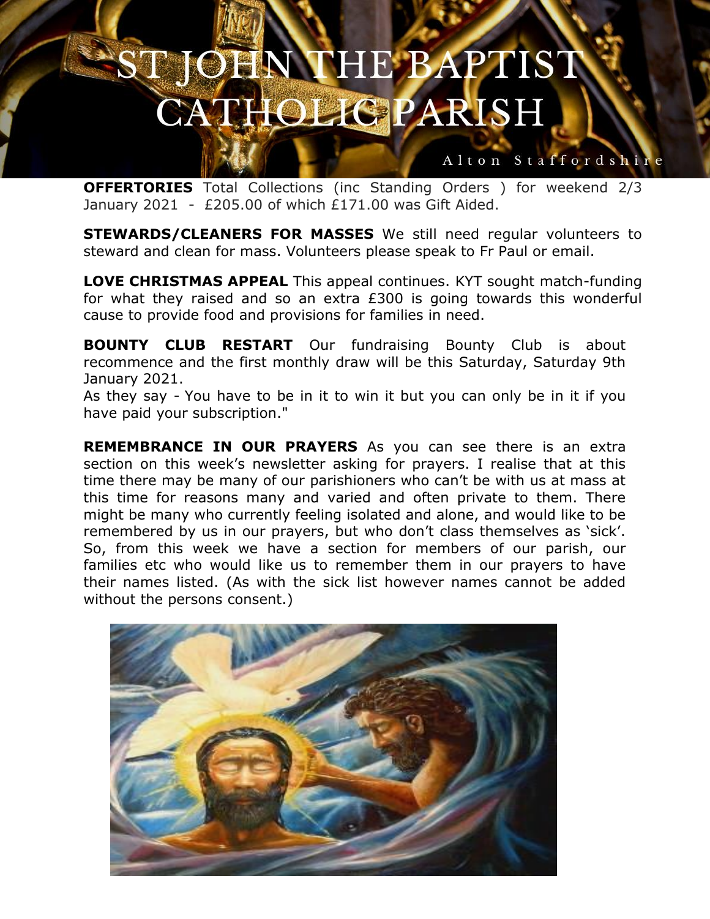# ST JOHN THE BAPTIST CATHOLIC PARISH

Alton Staffordshire

**OFFERTORIES** Total Collections (inc Standing Orders ) for weekend 2/3 January 2021 - £205.00 of which £171.00 was Gift Aided.

**STEWARDS/CLEANERS FOR MASSES** We still need regular volunteers to steward and clean for mass. Volunteers please speak to Fr Paul or email.

**LOVE CHRISTMAS APPEAL** This appeal continues. KYT sought match-funding for what they raised and so an extra £300 is going towards this wonderful cause to provide food and provisions for families in need.

**BOUNTY CLUB RESTART** Our fundraising Bounty Club is about recommence and the first monthly draw will be this Saturday, Saturday 9th January 2021.
As they say - You have to be in it to win it but you can only be in it if you have paid your subscription."

**REMEMBRANCE IN OUR PRAYERS** As you can see there is an extra section on this week's newsletter asking for prayers. I realise that at this time there may be many of our parishioners who can't be with us at mass at this time for reasons many and varied and often private to them. There might be many who currently feeling isolated and alone, and would like to be remembered by us in our prayers, but who don't class themselves as 'sick'. So, from this week we have a section for members of our parish, our families etc who would like us to remember them in our prayers to have their names listed. (As with the sick list however names cannot be added without the persons consent.)